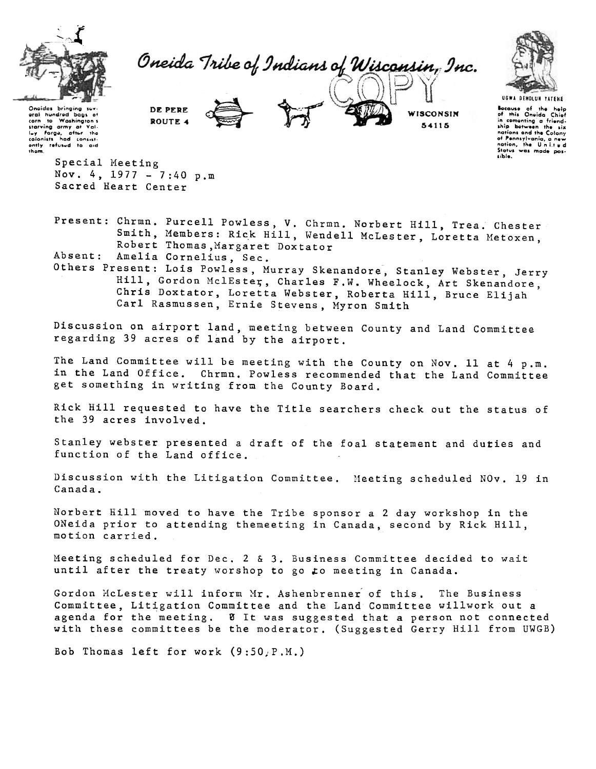# Oneida Tribe of Indians of Wisconsin, Inc.

Oneidas bringing several hundred bags of corn to Washington's starving army at Valley Forge, after the colonists had consistently refused to aid them.

DE PERE
ROUTE 4

WISCONSIN
54115

COPY

UGWA DEHOLUN YATEHE

Because of the help of this Oneida Chief in cementing a friendship between the six nations and the Colony of Pennsylvania, a new nation, the United States was made possible.

Special Meeting
Nov. 4, 1977 - 7:40 p.m
Sacred Heart Center

Present: Chrmn. Purcell Powless, V. Chrmn. Norbert Hill, Trea. Chester Smith, Members: Rick Hill, Wendell McLester, Loretta Metoxen, Robert Thomas, Margaret Doxtator
Absent: Amelia Cornelius, Sec.
Others Present: Lois Powless, Murray Skenandore, Stanley Webster, Jerry Hill, Gordon MclEster, Charles F.W. Wheelock, Art Skenandore, Chris Doxtator, Loretta Webster, Roberta Hill, Bruce Elijah Carl Rasmussen, Ernie Stevens, Myron Smith

Discussion on airport land, meeting between County and Land Committee regarding 39 acres of land by the airport.

The Land Committee will be meeting with the County on Nov. 11 at 4 p.m. in the Land Office. Chrmn. Powless recommended that the Land Committee get something in writing from the County Board.

Rick Hill requested to have the Title searchers check out the status of the 39 acres involved.

Stanley webster presented a draft of the foal statement and duties and function of the Land office.

Discussion with the Litigation Committee. Meeting scheduled NOv. 19 in Canada.

Norbert Hill moved to have the Tribe sponsor a 2 day workshop in the ONeida prior to attending themeeting in Canada, second by Rick Hill, motion carried.

Meeting scheduled for Dec. 2 & 3. Business Committee decided to wait until after the treaty vorshop to go to meeting in Canada.

Gordon McLester will inform Mr. Ashenbrenner of this. The Business Committee, Litigation Committee and the Land Committee willwork out a agenda for the meeting. It was suggested that a person not connected with these committees be the moderator. (Suggested Gerry Hill from UWGB)

Bob Thomas left for work (9:50 P.M.)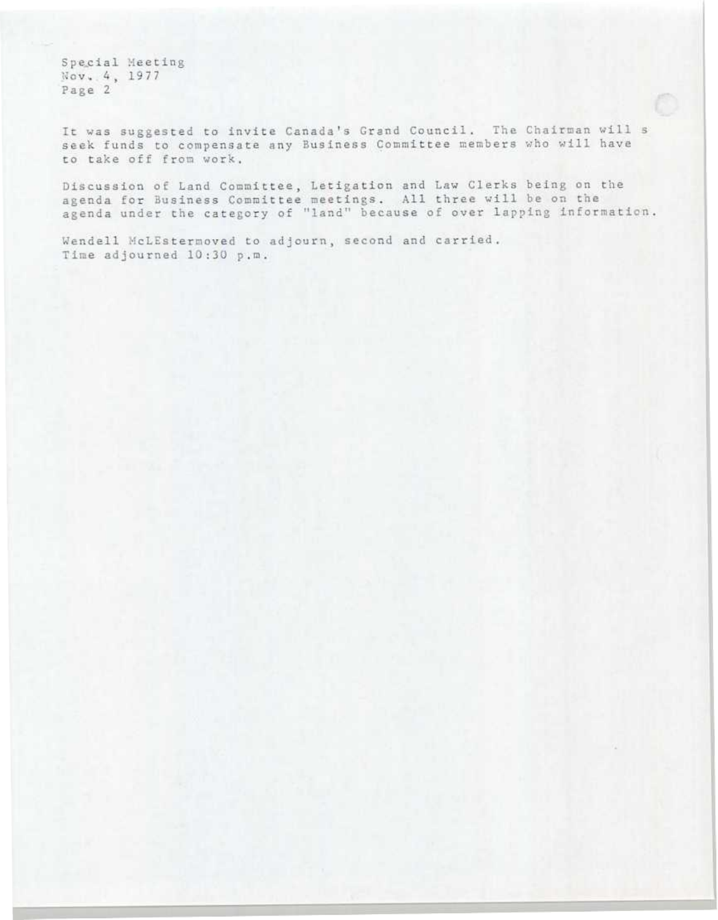It was suggested to invite Canada's Grand Council. The Chairman will s seek funds to compensate any Business Committee members who will have to take off from work.

Discussion of Land Committee, Letigation and Law Clerks being on the agenda for Business Committee meetings. All three will be on the agenda under the category of "land" because of over lapping information.

Wendell McLEstermoved to adjourn, second and carried.
Time adjourned 10:30 p.m.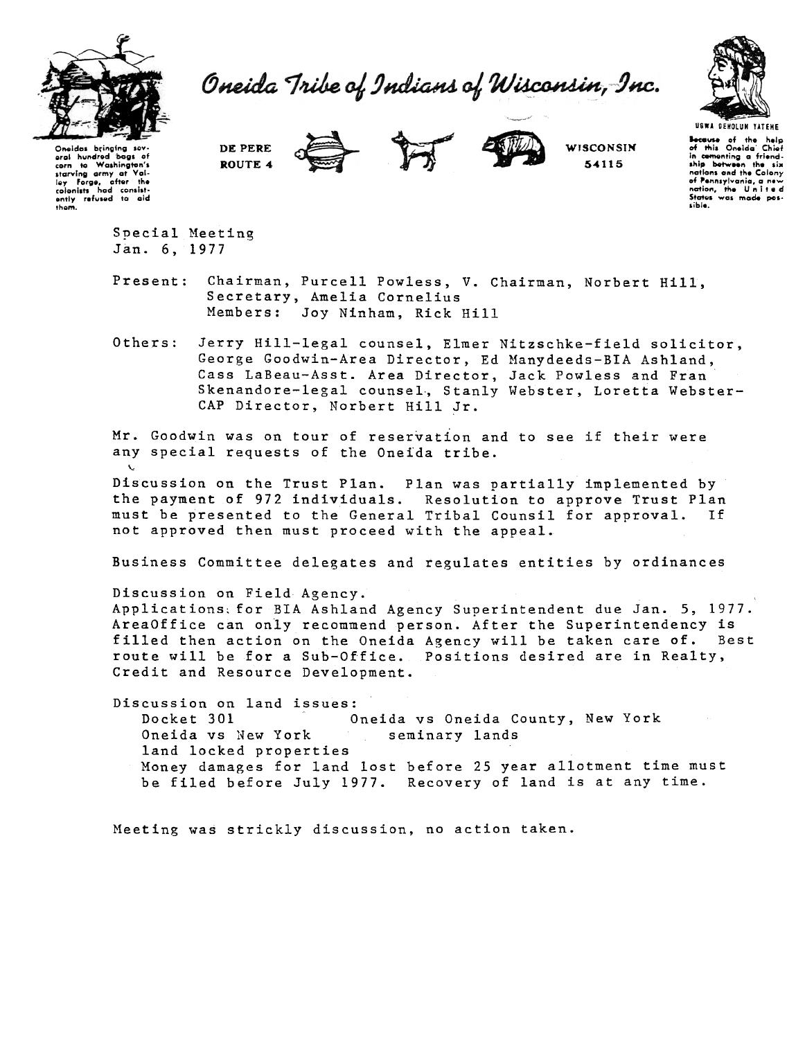# Oneida Tribe of Indians of Wisconsin, Inc.

Oneidas bringing several hundred bags of corn to Washington's starving army at Valley Forge, after the colonists had consistently refused to aid them.

DE PERE
ROUTE 4

WISCONSIN
54115

UGWA DEHOLUN YATEHE

Because of the help of this Oneida Chief in cementing a friendship between the six nations and the Colony of Pennsylvania, a new nation, the United States was made possible.

Special Meeting
Jan. 6, 1977

Present: Chairman, Purcell Powless, V. Chairman, Norbert Hill, Secretary, Amelia Cornelius
Members: Joy Ninham, Rick Hill

Others: Jerry Hill-legal counsel, Elmer Nitzschke-field solicitor, George Goodwin-Area Director, Ed Manydeeds-BIA Ashland, Cass LaBeau-Asst. Area Director, Jack Powless and Fran Skenandore-legal counsel, Stanly Webster, Loretta Webster-CAP Director, Norbert Hill Jr.

Mr. Goodwin was on tour of reservation and to see if their were any special requests of the Oneida tribe.

Discussion on the Trust Plan. Plan was partially implemented by the payment of 972 individuals. Resolution to approve Trust Plan must be presented to the General Tribal Counsil for approval. If not approved then must proceed with the appeal.

Business Committee delegates and regulates entities by ordinances

Discussion on Field Agency.
Applications for BIA Ashland Agency Superintendent due Jan. 5, 1977. AreaOffice can only recommend person. After the Superintendency is filled then action on the Oneida Agency will be taken care of. Best route will be for a Sub-Office. Positions desired are in Realty, Credit and Resource Development.

Discussion on land issues:
Docket 301 Oneida vs Oneida County, New York
Oneida vs New York seminary lands
land locked properties
Money damages for land lost before 25 year allotment time must be filed before July 1977. Recovery of land is at any time.

Meeting was strickly discussion, no action taken.